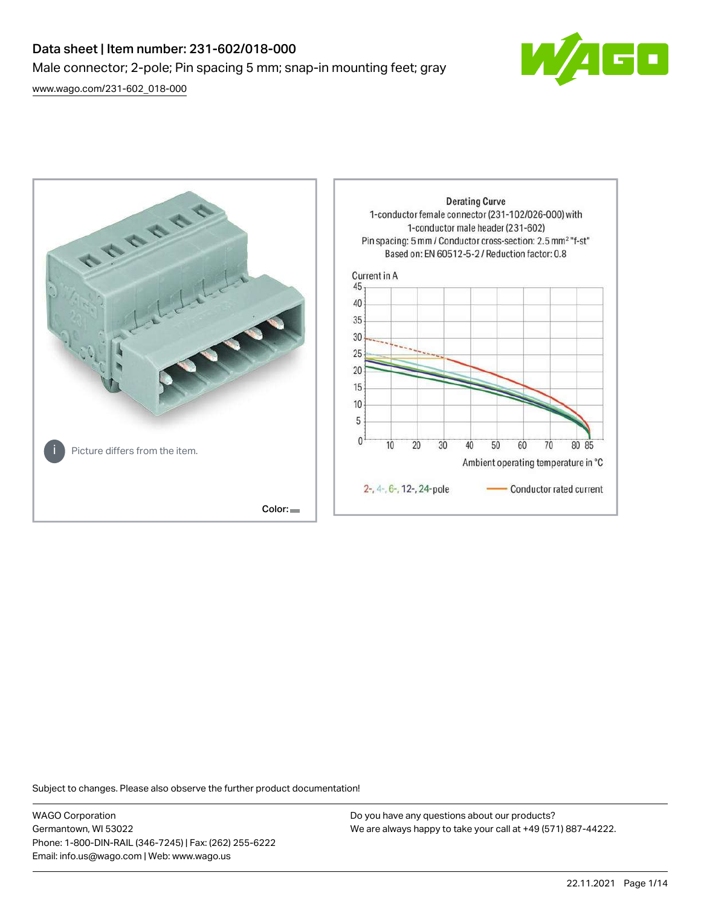# Data sheet | Item number: 231-602/018-000

Male connector; 2-pole; Pin spacing 5 mm; snap-in mounting feet; gray

[www.wago.com/231-602_018-000](www.wago.com/231-602_018-000)

Picture differs from the item.

Color:

**Derating Curve**

1-conductor female connector (231-102/026-000) with 1-conductor male header (231-602)

Pin spacing: 5 mm / Conductor cross-section: 2.5 mm² "f-st"

Based on: EN 60512-5-2 / Reduction factor: 0.8

Current in A

Ambient operating temperature in °C

2-, 4-, 6-, 12-, 24-pole — Conductor rated current

Subject to changes. Please also observe the further product documentation!

WAGO Corporation
Germantown, WI 53022
Phone: 1-800-DIN-RAIL (346-7245) | Fax: (262) 255-6222
Email: info.us@wago.com | Web: www.wago.us

Do you have any questions about our products?
We are always happy to take your call at +49 (571) 887-44222.

22.11.2021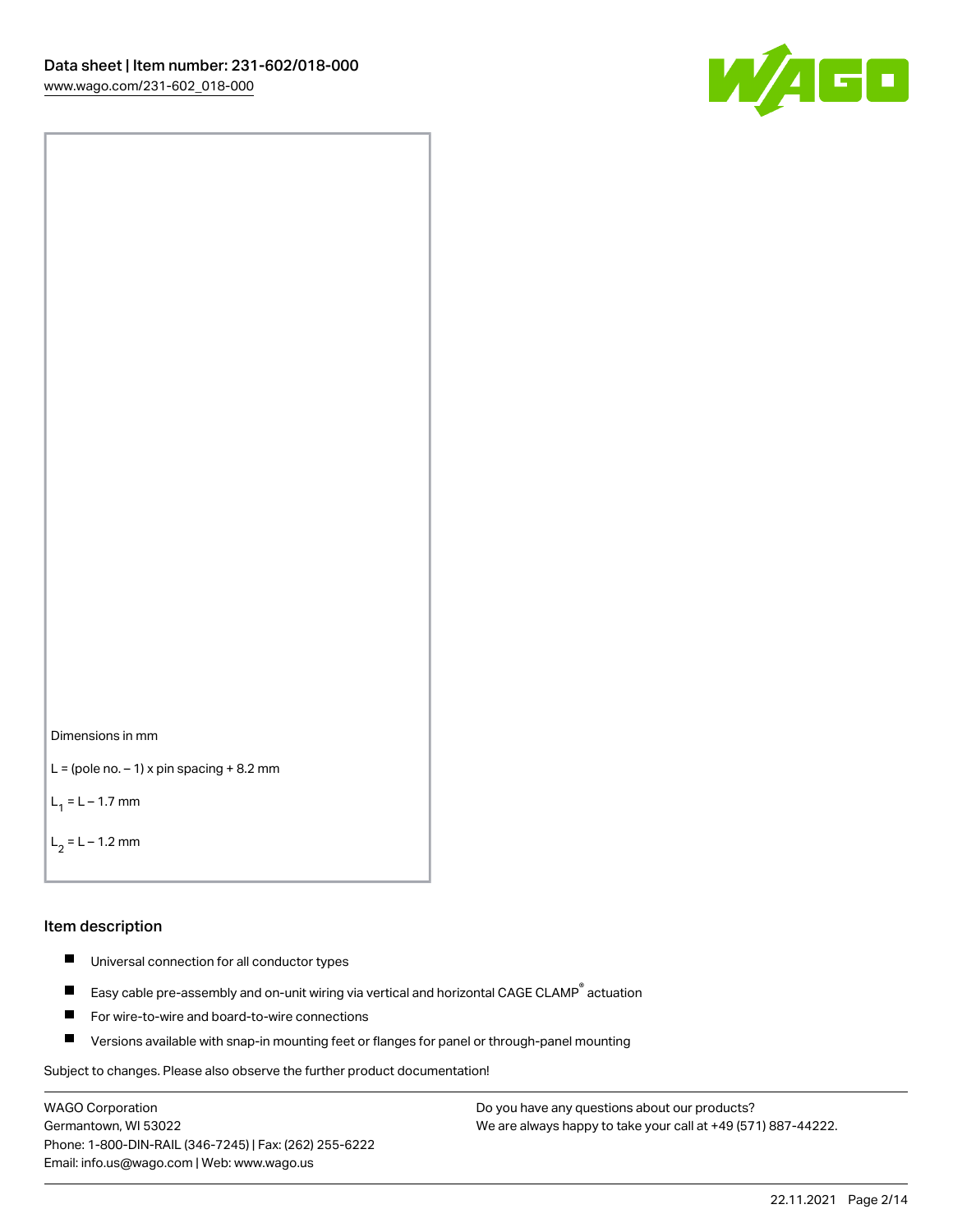Dimensions in mm

L = (pole no. – 1) x pin spacing + 8.2 mm

$L_1$ = L – 1.7 mm

$L_2$ = L – 1.2 mm

## Item description

- Universal connection for all conductor types
- Easy cable pre-assembly and on-unit wiring via vertical and horizontal CAGE CLAMP® actuation
- For wire-to-wire and board-to-wire connections
- Versions available with snap-in mounting feet or flanges for panel or through-panel mounting

Subject to changes. Please also observe the further product documentation!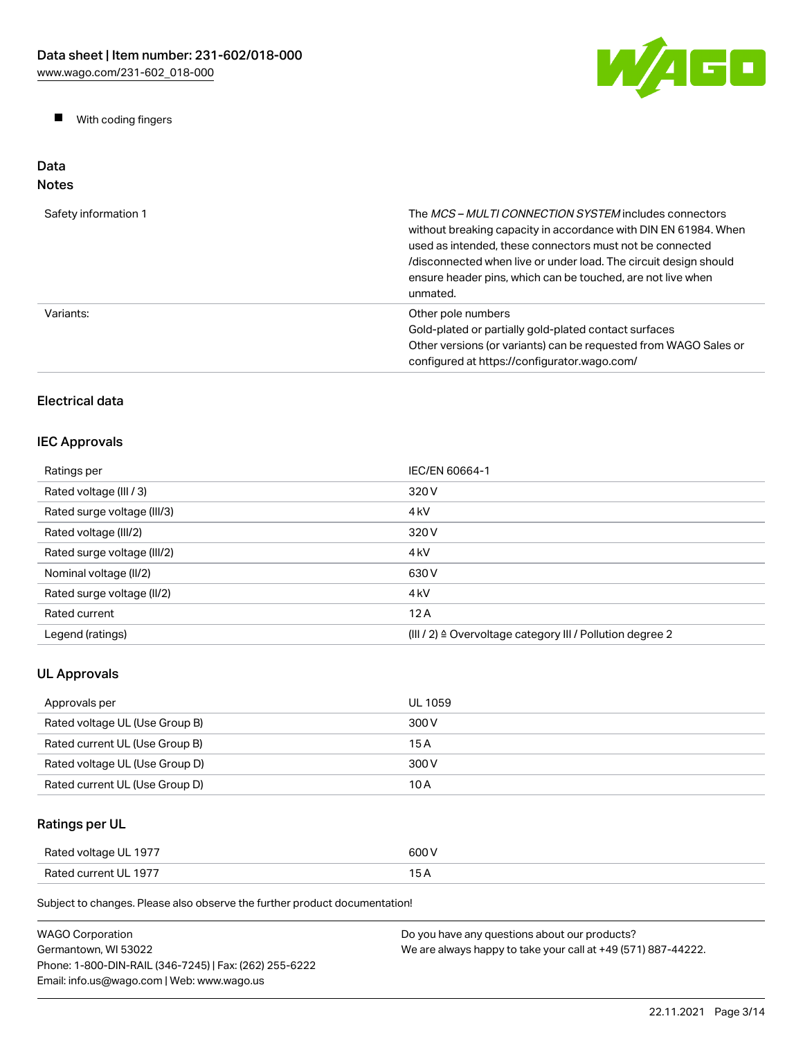- With coding fingers

## Data

### Notes

| | |
|---|---|
| Safety information 1 | The *MCS – MULTI CONNECTION SYSTEM* includes connectors without breaking capacity in accordance with DIN EN 61984. When used as intended, these connectors must not be connected /disconnected when live or under load. The circuit design should ensure header pins, which can be touched, are not live when unmated. |
| Variants: | Other pole numbers<br>Gold-plated or partially gold-plated contact surfaces<br>Other versions (or variants) can be requested from WAGO Sales or configured at https://configurator.wago.com/ |

### Electrical data

### IEC Approvals

| | |
|---|---|
| Ratings per | IEC/EN 60664-1 |
| Rated voltage (III / 3) | 320 V |
| Rated surge voltage (III/3) | 4 kV |
| Rated voltage (III/2) | 320 V |
| Rated surge voltage (III/2) | 4 kV |
| Nominal voltage (II/2) | 630 V |
| Rated surge voltage (II/2) | 4 kV |
| Rated current | 12 A |
| Legend (ratings) | (III / 2) ≙ Overvoltage category III / Pollution degree 2 |

### UL Approvals

| | |
|---|---|
| Approvals per | UL 1059 |
| Rated voltage UL (Use Group B) | 300 V |
| Rated current UL (Use Group B) | 15 A |
| Rated voltage UL (Use Group D) | 300 V |
| Rated current UL (Use Group D) | 10 A |

### Ratings per UL

| | |
|---|---|
| Rated voltage UL 1977 | 600 V |
| Rated current UL 1977 | 15 A |

Subject to changes. Please also observe the further product documentation!

WAGO Corporation
Germantown, WI 53022
Phone: 1-800-DIN-RAIL (346-7245) | Fax: (262) 255-6222
Email: info.us@wago.com | Web: www.wago.us

Do you have any questions about our products?
We are always happy to take your call at +49 (571) 887-44222.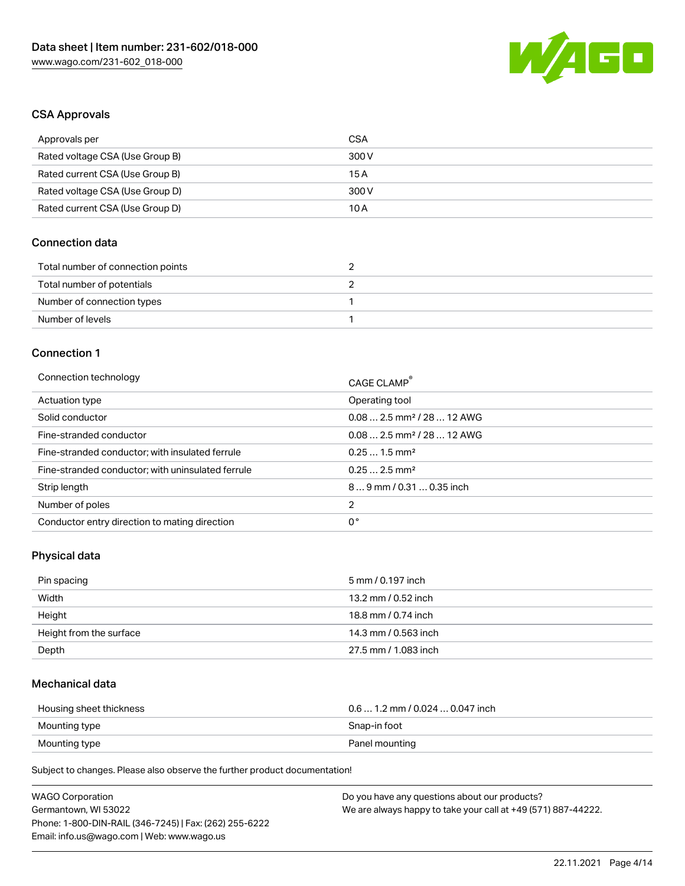## CSA Approvals

| Approvals per | CSA |
|---|---|
| Rated voltage CSA (Use Group B) | 300 V |
| Rated current CSA (Use Group B) | 15 A |
| Rated voltage CSA (Use Group D) | 300 V |
| Rated current CSA (Use Group D) | 10 A |

## Connection data

| Total number of connection points | 2 |
|---|---|
| Total number of potentials | 2 |
| Number of connection types | 1 |
| Number of levels | 1 |

## Connection 1

| Connection technology | CAGE CLAMP® |
|---|---|
| Actuation type | Operating tool |
| Solid conductor | 0.08 … 2.5 mm² / 28 … 12 AWG |
| Fine-stranded conductor | 0.08 … 2.5 mm² / 28 … 12 AWG |
| Fine-stranded conductor; with insulated ferrule | 0.25 … 1.5 mm² |
| Fine-stranded conductor; with uninsulated ferrule | 0.25 … 2.5 mm² |
| Strip length | 8 … 9 mm / 0.31 … 0.35 inch |
| Number of poles | 2 |
| Conductor entry direction to mating direction | 0 ° |

## Physical data

| Pin spacing | 5 mm / 0.197 inch |
|---|---|
| Width | 13.2 mm / 0.52 inch |
| Height | 18.8 mm / 0.74 inch |
| Height from the surface | 14.3 mm / 0.563 inch |
| Depth | 27.5 mm / 1.083 inch |

## Mechanical data

| Housing sheet thickness | 0.6 … 1.2 mm / 0.024 … 0.047 inch |
|---|---|
| Mounting type | Snap-in foot |
| Mounting type | Panel mounting |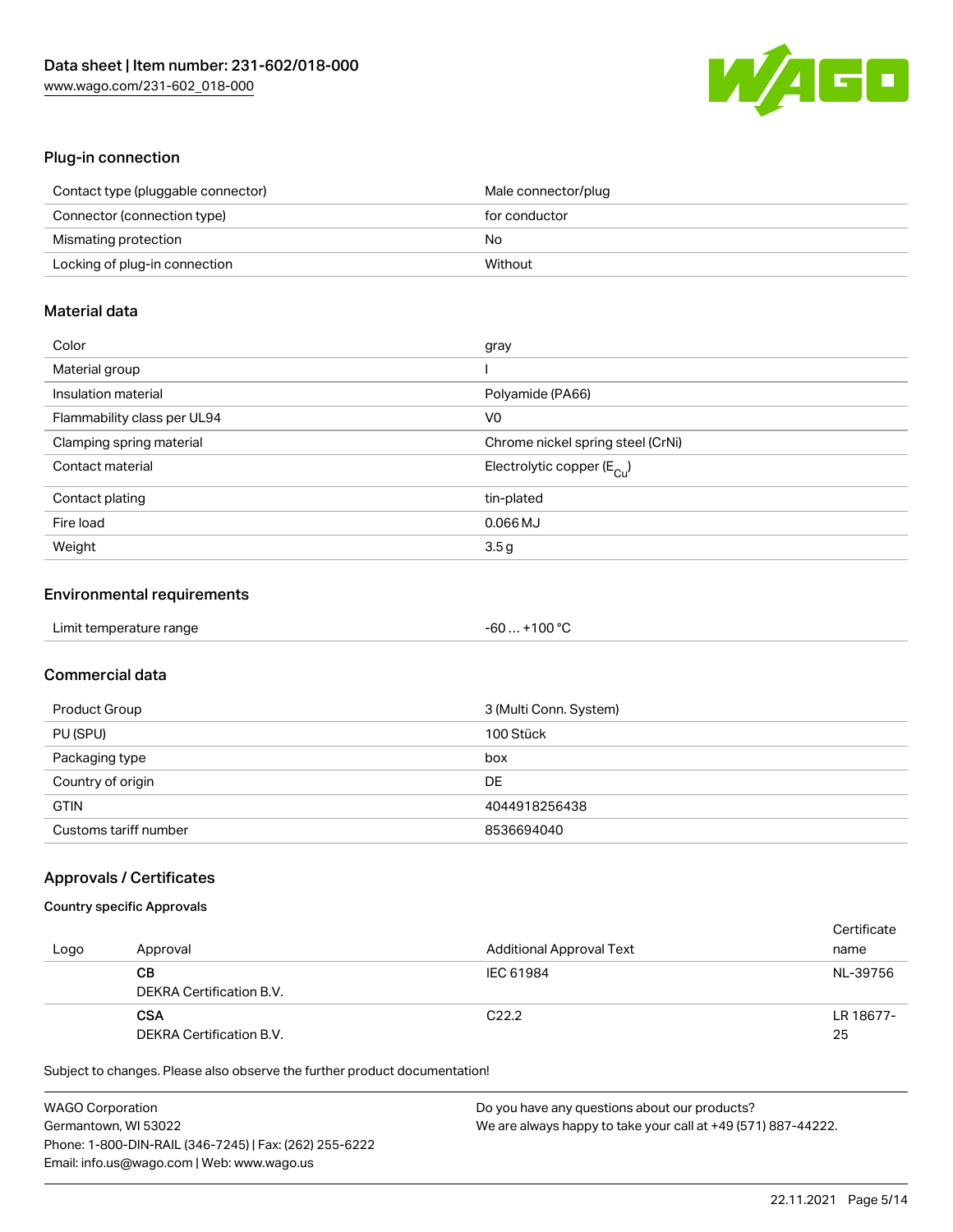## Plug-in connection

| | |
|---|---|
| Contact type (pluggable connector) | Male connector/plug |
| Connector (connection type) | for conductor |
| Mismating protection | No |
| Locking of plug-in connection | Without |

## Material data

| | |
|---|---|
| Color | gray |
| Material group | I |
| Insulation material | Polyamide (PA66) |
| Flammability class per UL94 | V0 |
| Clamping spring material | Chrome nickel spring steel (CrNi) |
| Contact material | Electrolytic copper ($E_{Cu}$) |
| Contact plating | tin-plated |
| Fire load | 0.066 MJ |
| Weight | 3.5 g |

## Environmental requirements

| | |
|---|---|
| Limit temperature range | -60 … +100 °C |

## Commercial data

| | |
|---|---|
| Product Group | 3 (Multi Conn. System) |
| PU (SPU) | 100 Stück |
| Packaging type | box |
| Country of origin | DE |
| GTIN | 4044918256438 |
| Customs tariff number | 8536694040 |

## Approvals / Certificates

### Country specific Approvals

| Logo | Approval | Additional Approval Text | Certificate name |
|---|---|---|---|
| | **CB**<br>DEKRA Certification B.V. | IEC 61984 | NL-39756 |
| | **CSA**<br>DEKRA Certification B.V. | C22.2 | LR 18677-25 |

Subject to changes. Please also observe the further product documentation!

WAGO Corporation
Germantown, WI 53022
Phone: 1-800-DIN-RAIL (346-7245) | Fax: (262) 255-6222
Email: info.us@wago.com | Web: www.wago.us

Do you have any questions about our products?
We are always happy to take your call at +49 (571) 887-44222.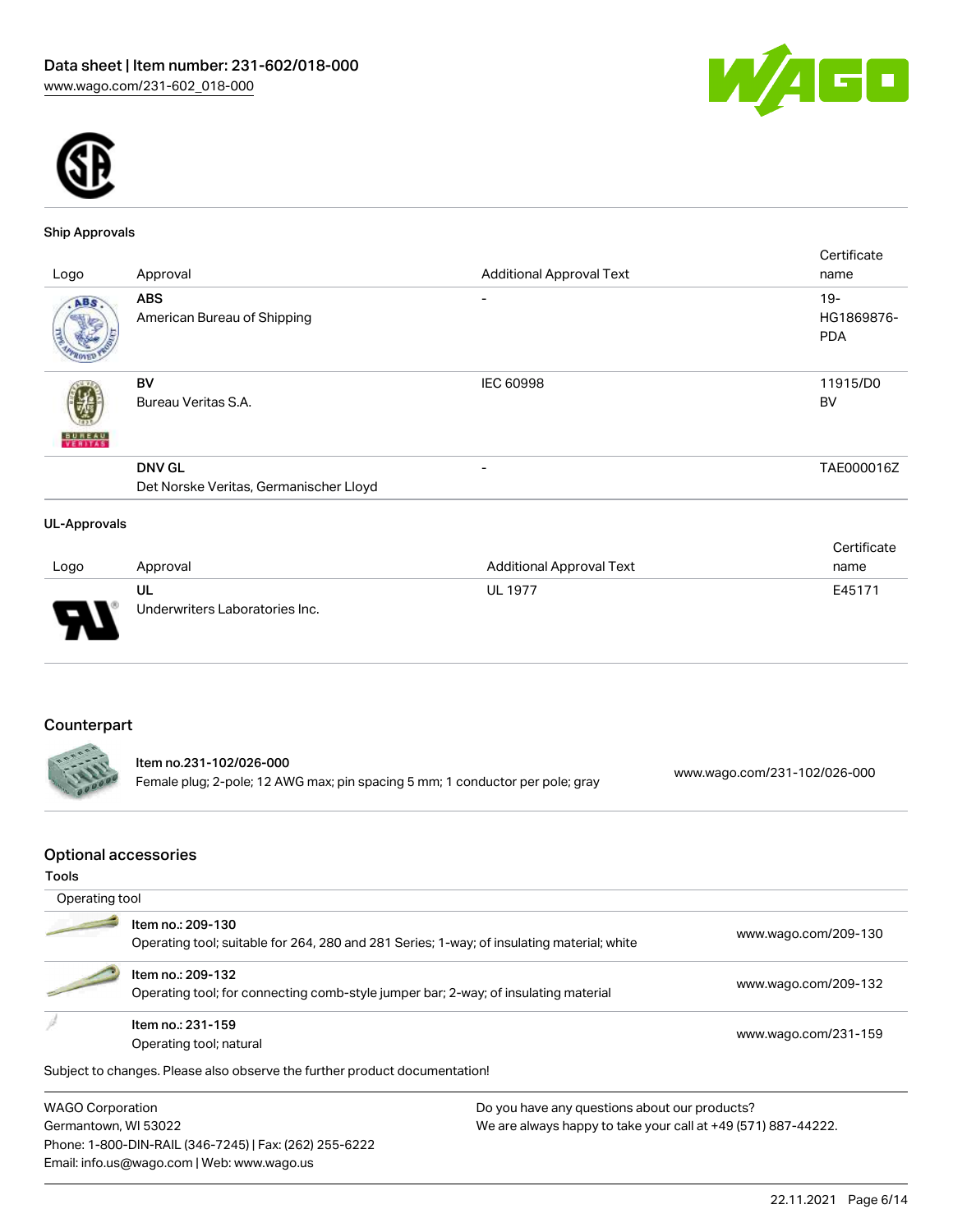### Ship Approvals

| Logo | Approval | Additional Approval Text | Certificate name |
|---|---|---|---|
| | **ABS**<br>American Bureau of Shipping | - | 19-HG1869876-PDA |
| | **BV**<br>Bureau Veritas S.A. | IEC 60998 | 11915/D0 BV |
| | **DNV GL**<br>Det Norske Veritas, Germanischer Lloyd | - | TAE000016Z |

### UL-Approvals

| Logo | Approval | Additional Approval Text | Certificate name |
|---|---|---|---|
| | **UL**<br>Underwriters Laboratories Inc. | UL 1977 | E45171 |

## Counterpart

| Item | URL |
|---|---|
| Item no.231-102/026-000<br>Female plug; 2-pole; 12 AWG max; pin spacing 5 mm; 1 conductor per pole; gray | www.wago.com/231-102/026-000 |

## Optional accessories

### Tools

Operating tool

| Item | URL |
|---|---|
| Item no.: 209-130<br>Operating tool; suitable for 264, 280 and 281 Series; 1-way; of insulating material; white | www.wago.com/209-130 |
| Item no.: 209-132<br>Operating tool; for connecting comb-style jumper bar; 2-way; of insulating material | www.wago.com/209-132 |
| Item no.: 231-159<br>Operating tool; natural | www.wago.com/231-159 |

Subject to changes. Please also observe the further product documentation!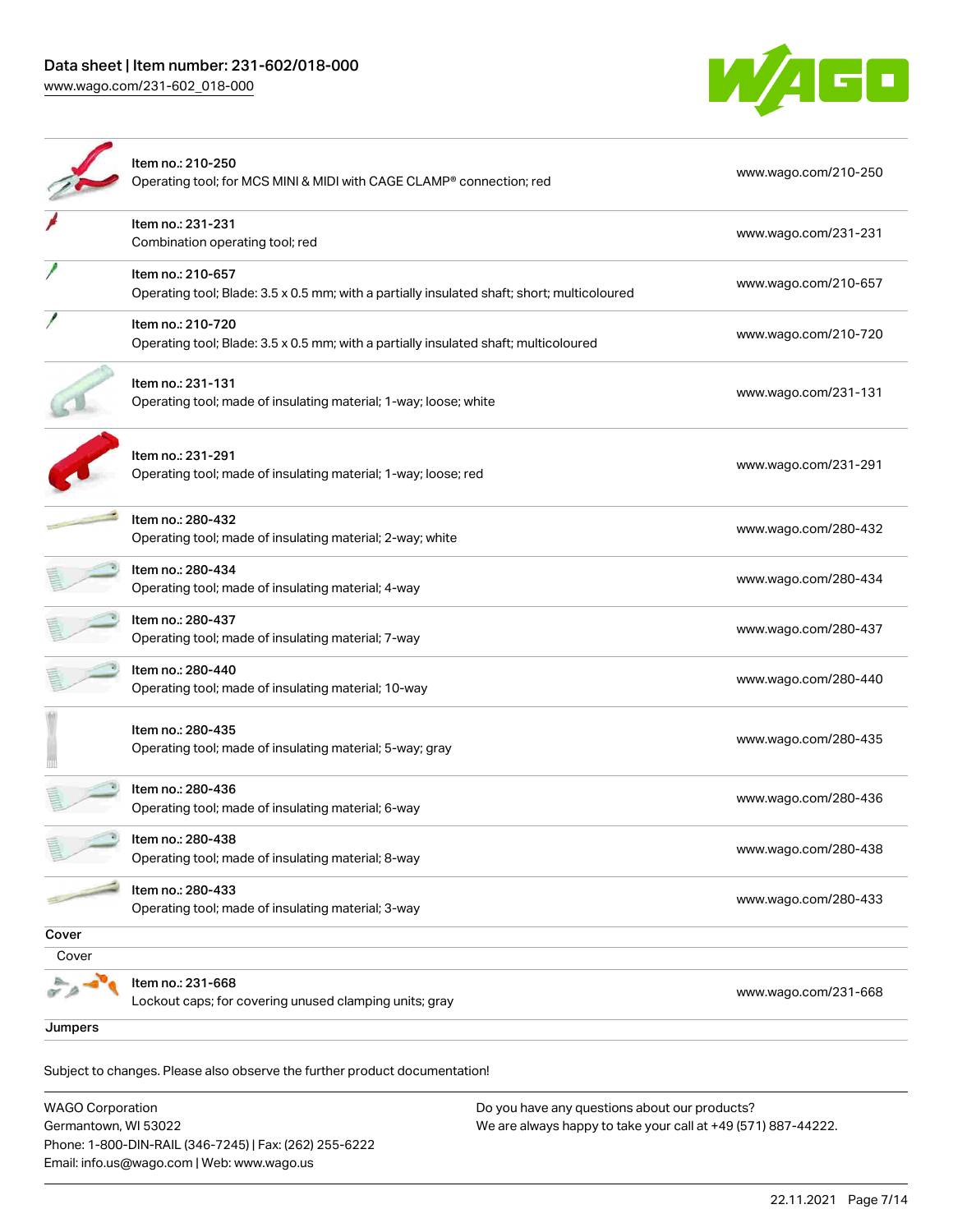| | | |
|---|---|---|
| | Item no.: 210-250<br>Operating tool; for MCS MINI & MIDI with CAGE CLAMP® connection; red | www.wago.com/210-250 |
| | Item no.: 231-231<br>Combination operating tool; red | www.wago.com/231-231 |
| | Item no.: 210-657<br>Operating tool; Blade: 3.5 x 0.5 mm; with a partially insulated shaft; short; multicoloured | www.wago.com/210-657 |
| | Item no.: 210-720<br>Operating tool; Blade: 3.5 x 0.5 mm; with a partially insulated shaft; multicoloured | www.wago.com/210-720 |
| | Item no.: 231-131<br>Operating tool; made of insulating material; 1-way; loose; white | www.wago.com/231-131 |
| | Item no.: 231-291<br>Operating tool; made of insulating material; 1-way; loose; red | www.wago.com/231-291 |
| | Item no.: 280-432<br>Operating tool; made of insulating material; 2-way; white | www.wago.com/280-432 |
| | Item no.: 280-434<br>Operating tool; made of insulating material; 4-way | www.wago.com/280-434 |
| | Item no.: 280-437<br>Operating tool; made of insulating material; 7-way | www.wago.com/280-437 |
| | Item no.: 280-440<br>Operating tool; made of insulating material; 10-way | www.wago.com/280-440 |
| | Item no.: 280-435<br>Operating tool; made of insulating material; 5-way; gray | www.wago.com/280-435 |
| | Item no.: 280-436<br>Operating tool; made of insulating material; 6-way | www.wago.com/280-436 |
| | Item no.: 280-438<br>Operating tool; made of insulating material; 8-way | www.wago.com/280-438 |
| | Item no.: 280-433<br>Operating tool; made of insulating material; 3-way | www.wago.com/280-433 |

**Cover**

Cover

| | | |
|---|---|---|
| | Item no.: 231-668<br>Lockout caps; for covering unused clamping units; gray | www.wago.com/231-668 |

**Jumpers**

Subject to changes. Please also observe the further product documentation!

WAGO Corporation
Germantown, WI 53022
Phone: 1-800-DIN-RAIL (346-7245) | Fax: (262) 255-6222
Email: info.us@wago.com | Web: www.wago.us

Do you have any questions about our products?
We are always happy to take your call at +49 (571) 887-44222.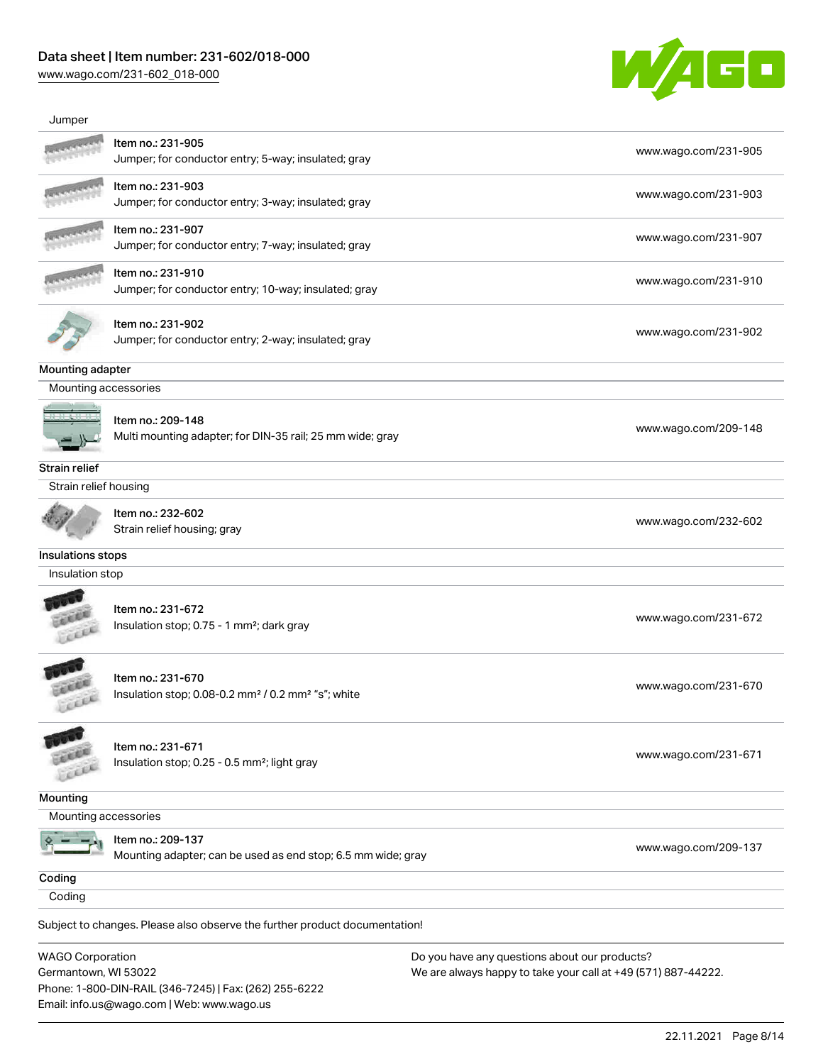Jumper

| | | |
|---|---|---|
| | Item no.: 231-905<br>Jumper; for conductor entry; 5-way; insulated; gray | www.wago.com/231-905 |
| | Item no.: 231-903<br>Jumper; for conductor entry; 3-way; insulated; gray | www.wago.com/231-903 |
| | Item no.: 231-907<br>Jumper; for conductor entry; 7-way; insulated; gray | www.wago.com/231-907 |
| | Item no.: 231-910<br>Jumper; for conductor entry; 10-way; insulated; gray | www.wago.com/231-910 |
| | Item no.: 231-902<br>Jumper; for conductor entry; 2-way; insulated; gray | www.wago.com/231-902 |

**Mounting adapter**

Mounting accessories

| | | |
|---|---|---|
| | Item no.: 209-148<br>Multi mounting adapter; for DIN-35 rail; 25 mm wide; gray | www.wago.com/209-148 |

**Strain relief**

Strain relief housing

| | | |
|---|---|---|
| | Item no.: 232-602<br>Strain relief housing; gray | www.wago.com/232-602 |

**Insulations stops**

Insulation stop

| | | |
|---|---|---|
| | Item no.: 231-672<br>Insulation stop; 0.75 - 1 mm²; dark gray | www.wago.com/231-672 |
| | Item no.: 231-670<br>Insulation stop; 0.08-0.2 mm² / 0.2 mm² "s"; white | www.wago.com/231-670 |
| | Item no.: 231-671<br>Insulation stop; 0.25 - 0.5 mm²; light gray | www.wago.com/231-671 |

**Mounting**

Mounting accessories

| | | |
|---|---|---|
| | Item no.: 209-137<br>Mounting adapter; can be used as end stop; 6.5 mm wide; gray | www.wago.com/209-137 |

**Coding**

Coding

Subject to changes. Please also observe the further product documentation!

WAGO Corporation
Germantown, WI 53022
Phone: 1-800-DIN-RAIL (346-7245) | Fax: (262) 255-6222
Email: info.us@wago.com | Web: www.wago.us

Do you have any questions about our products?
We are always happy to take your call at +49 (571) 887-44222.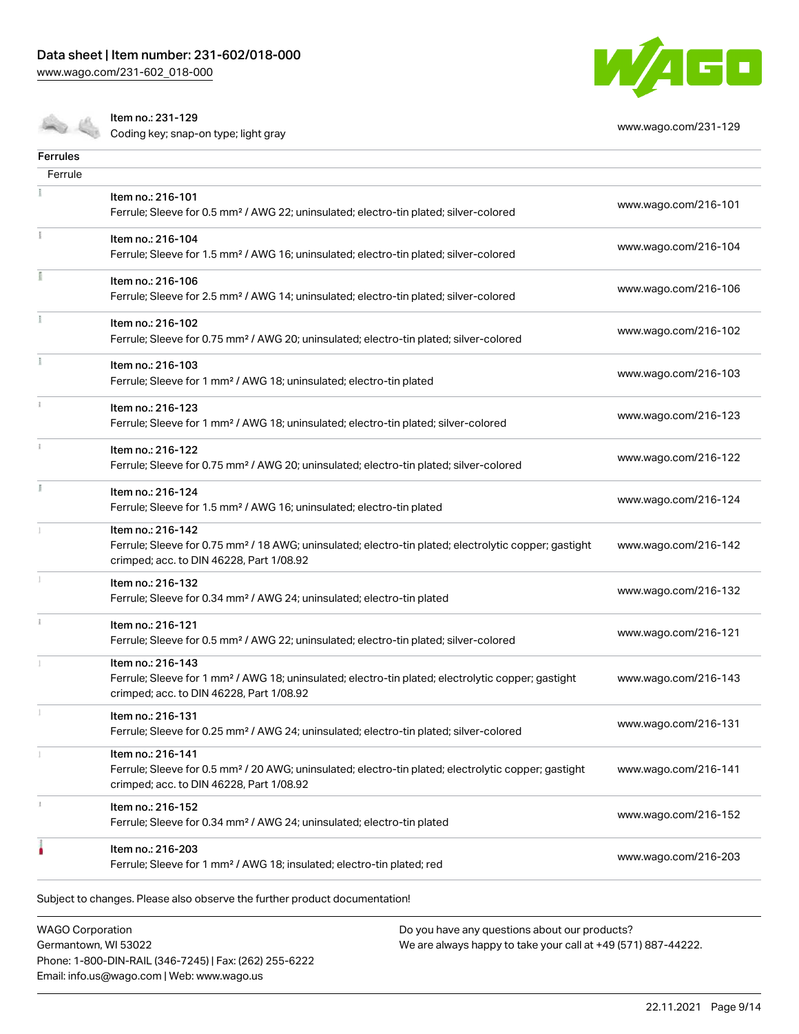| | | |
|---|---|---|
| | Item no.: 231-129<br>Coding key; snap-on type; light gray | www.wago.com/231-129 |

## Ferrules

Ferrule

| | | |
|---|---|---|
| | Item no.: 216-101<br>Ferrule; Sleeve for 0.5 mm² / AWG 22; uninsulated; electro-tin plated; silver-colored | www.wago.com/216-101 |
| | Item no.: 216-104<br>Ferrule; Sleeve for 1.5 mm² / AWG 16; uninsulated; electro-tin plated; silver-colored | www.wago.com/216-104 |
| | Item no.: 216-106<br>Ferrule; Sleeve for 2.5 mm² / AWG 14; uninsulated; electro-tin plated; silver-colored | www.wago.com/216-106 |
| | Item no.: 216-102<br>Ferrule; Sleeve for 0.75 mm² / AWG 20; uninsulated; electro-tin plated; silver-colored | www.wago.com/216-102 |
| | Item no.: 216-103<br>Ferrule; Sleeve for 1 mm² / AWG 18; uninsulated; electro-tin plated | www.wago.com/216-103 |
| | Item no.: 216-123<br>Ferrule; Sleeve for 1 mm² / AWG 18; uninsulated; electro-tin plated; silver-colored | www.wago.com/216-123 |
| | Item no.: 216-122<br>Ferrule; Sleeve for 0.75 mm² / AWG 20; uninsulated; electro-tin plated; silver-colored | www.wago.com/216-122 |
| | Item no.: 216-124<br>Ferrule; Sleeve for 1.5 mm² / AWG 16; uninsulated; electro-tin plated | www.wago.com/216-124 |
| | Item no.: 216-142<br>Ferrule; Sleeve for 0.75 mm² / 18 AWG; uninsulated; electro-tin plated; electrolytic copper; gastight crimped; acc. to DIN 46228, Part 1/08.92 | www.wago.com/216-142 |
| | Item no.: 216-132<br>Ferrule; Sleeve for 0.34 mm² / AWG 24; uninsulated; electro-tin plated | www.wago.com/216-132 |
| | Item no.: 216-121<br>Ferrule; Sleeve for 0.5 mm² / AWG 22; uninsulated; electro-tin plated; silver-colored | www.wago.com/216-121 |
| | Item no.: 216-143<br>Ferrule; Sleeve for 1 mm² / AWG 18; uninsulated; electro-tin plated; electrolytic copper; gastight crimped; acc. to DIN 46228, Part 1/08.92 | www.wago.com/216-143 |
| | Item no.: 216-131<br>Ferrule; Sleeve for 0.25 mm² / AWG 24; uninsulated; electro-tin plated; silver-colored | www.wago.com/216-131 |
| | Item no.: 216-141<br>Ferrule; Sleeve for 0.5 mm² / 20 AWG; uninsulated; electro-tin plated; electrolytic copper; gastight crimped; acc. to DIN 46228, Part 1/08.92 | www.wago.com/216-141 |
| | Item no.: 216-152<br>Ferrule; Sleeve for 0.34 mm² / AWG 24; uninsulated; electro-tin plated | www.wago.com/216-152 |
| | Item no.: 216-203<br>Ferrule; Sleeve for 1 mm² / AWG 18; insulated; electro-tin plated; red | www.wago.com/216-203 |

Subject to changes. Please also observe the further product documentation!

WAGO Corporation
Germantown, WI 53022
Phone: 1-800-DIN-RAIL (346-7245) | Fax: (262) 255-6222
Email: info.us@wago.com | Web: www.wago.us

Do you have any questions about our products?
We are always happy to take your call at +49 (571) 887-44222.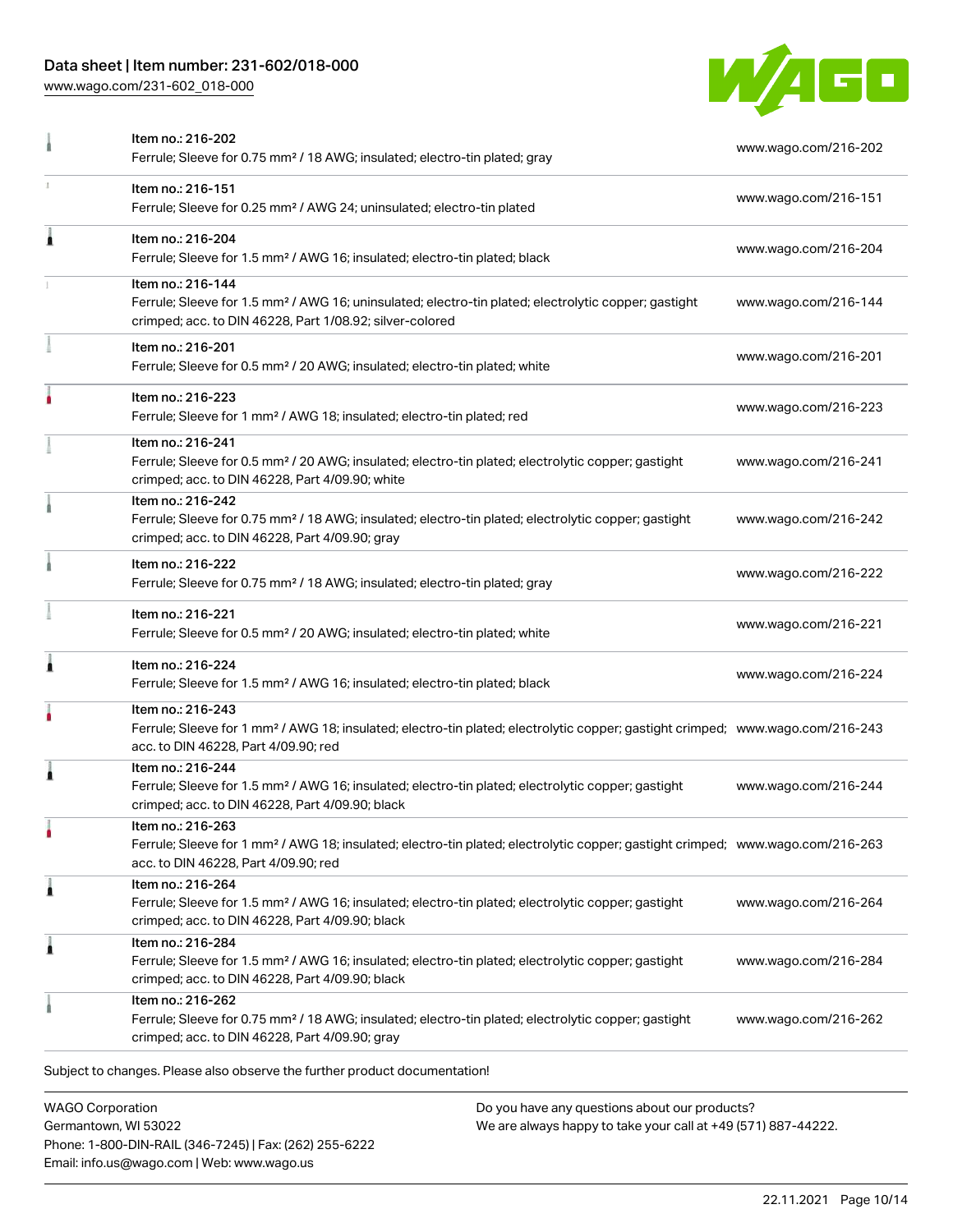| Item | Link |
| --- | --- |
| Item no.: 216-202<br>Ferrule; Sleeve for 0.75 mm² / 18 AWG; insulated; electro-tin plated; gray | www.wago.com/216-202 |
| Item no.: 216-151<br>Ferrule; Sleeve for 0.25 mm² / AWG 24; uninsulated; electro-tin plated | www.wago.com/216-151 |
| Item no.: 216-204<br>Ferrule; Sleeve for 1.5 mm² / AWG 16; insulated; electro-tin plated; black | www.wago.com/216-204 |
| Item no.: 216-144<br>Ferrule; Sleeve for 1.5 mm² / AWG 16; uninsulated; electro-tin plated; electrolytic copper; gastight crimped; acc. to DIN 46228, Part 1/08.92; silver-colored | www.wago.com/216-144 |
| Item no.: 216-201<br>Ferrule; Sleeve for 0.5 mm² / 20 AWG; insulated; electro-tin plated; white | www.wago.com/216-201 |
| Item no.: 216-223<br>Ferrule; Sleeve for 1 mm² / AWG 18; insulated; electro-tin plated; red | www.wago.com/216-223 |
| Item no.: 216-241<br>Ferrule; Sleeve for 0.5 mm² / 20 AWG; insulated; electro-tin plated; electrolytic copper; gastight crimped; acc. to DIN 46228, Part 4/09.90; white | www.wago.com/216-241 |
| Item no.: 216-242<br>Ferrule; Sleeve for 0.75 mm² / 18 AWG; insulated; electro-tin plated; electrolytic copper; gastight crimped; acc. to DIN 46228, Part 4/09.90; gray | www.wago.com/216-242 |
| Item no.: 216-222<br>Ferrule; Sleeve for 0.75 mm² / 18 AWG; insulated; electro-tin plated; gray | www.wago.com/216-222 |
| Item no.: 216-221<br>Ferrule; Sleeve for 0.5 mm² / 20 AWG; insulated; electro-tin plated; white | www.wago.com/216-221 |
| Item no.: 216-224<br>Ferrule; Sleeve for 1.5 mm² / AWG 16; insulated; electro-tin plated; black | www.wago.com/216-224 |
| Item no.: 216-243<br>Ferrule; Sleeve for 1 mm² / AWG 18; insulated; electro-tin plated; electrolytic copper; gastight crimped; acc. to DIN 46228, Part 4/09.90; red | www.wago.com/216-243 |
| Item no.: 216-244<br>Ferrule; Sleeve for 1.5 mm² / AWG 16; insulated; electro-tin plated; electrolytic copper; gastight crimped; acc. to DIN 46228, Part 4/09.90; black | www.wago.com/216-244 |
| Item no.: 216-263<br>Ferrule; Sleeve for 1 mm² / AWG 18; insulated; electro-tin plated; electrolytic copper; gastight crimped; acc. to DIN 46228, Part 4/09.90; red | www.wago.com/216-263 |
| Item no.: 216-264<br>Ferrule; Sleeve for 1.5 mm² / AWG 16; insulated; electro-tin plated; electrolytic copper; gastight crimped; acc. to DIN 46228, Part 4/09.90; black | www.wago.com/216-264 |
| Item no.: 216-284<br>Ferrule; Sleeve for 1.5 mm² / AWG 16; insulated; electro-tin plated; electrolytic copper; gastight crimped; acc. to DIN 46228, Part 4/09.90; black | www.wago.com/216-284 |
| Item no.: 216-262<br>Ferrule; Sleeve for 0.75 mm² / 18 AWG; insulated; electro-tin plated; electrolytic copper; gastight crimped; acc. to DIN 46228, Part 4/09.90; gray | www.wago.com/216-262 |

Subject to changes. Please also observe the further product documentation!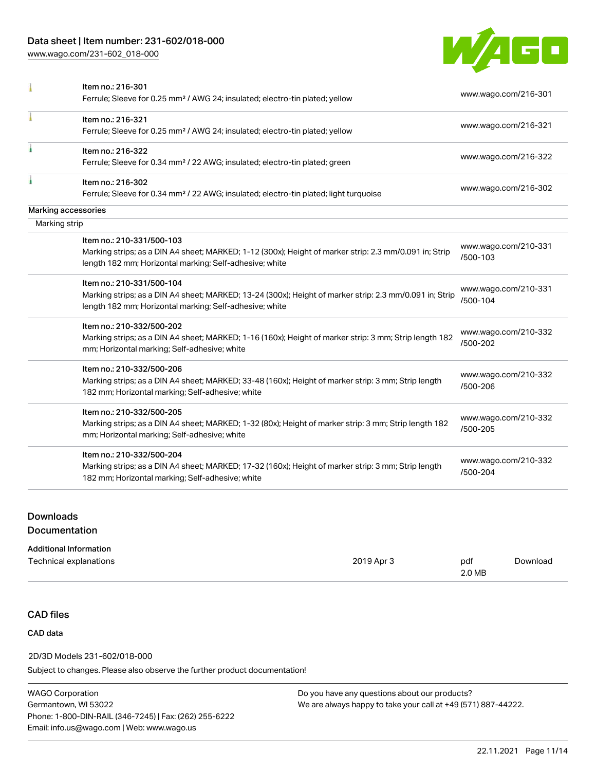| | | |
|---|---|---|
| | Item no.: 216-301<br>Ferrule; Sleeve for 0.25 mm² / AWG 24; insulated; electro-tin plated; yellow | www.wago.com/216-301 |
| | Item no.: 216-321<br>Ferrule; Sleeve for 0.25 mm² / AWG 24; insulated; electro-tin plated; yellow | www.wago.com/216-321 |
| | Item no.: 216-322<br>Ferrule; Sleeve for 0.34 mm² / 22 AWG; insulated; electro-tin plated; green | www.wago.com/216-322 |
| | Item no.: 216-302<br>Ferrule; Sleeve for 0.34 mm² / 22 AWG; insulated; electro-tin plated; light turquoise | www.wago.com/216-302 |

Marking accessories

Marking strip

| | | |
|---|---|---|
| | Item no.: 210-331/500-103<br>Marking strips; as a DIN A4 sheet; MARKED; 1-12 (300x); Height of marker strip: 2.3 mm/0.091 in; Strip length 182 mm; Horizontal marking; Self-adhesive; white | www.wago.com/210-331/500-103 |
| | Item no.: 210-331/500-104<br>Marking strips; as a DIN A4 sheet; MARKED; 13-24 (300x); Height of marker strip: 2.3 mm/0.091 in; Strip length 182 mm; Horizontal marking; Self-adhesive; white | www.wago.com/210-331/500-104 |
| | Item no.: 210-332/500-202<br>Marking strips; as a DIN A4 sheet; MARKED; 1-16 (160x); Height of marker strip: 3 mm; Strip length 182 mm; Horizontal marking; Self-adhesive; white | www.wago.com/210-332/500-202 |
| | Item no.: 210-332/500-206<br>Marking strips; as a DIN A4 sheet; MARKED; 33-48 (160x); Height of marker strip: 3 mm; Strip length 182 mm; Horizontal marking; Self-adhesive; white | www.wago.com/210-332/500-206 |
| | Item no.: 210-332/500-205<br>Marking strips; as a DIN A4 sheet; MARKED; 1-32 (80x); Height of marker strip: 3 mm; Strip length 182 mm; Horizontal marking; Self-adhesive; white | www.wago.com/210-332/500-205 |
| | Item no.: 210-332/500-204<br>Marking strips; as a DIN A4 sheet; MARKED; 17-32 (160x); Height of marker strip: 3 mm; Strip length 182 mm; Horizontal marking; Self-adhesive; white | www.wago.com/210-332/500-204 |

## Downloads

### Documentation

Additional Information

| | | | |
|---|---|---|---|
| Technical explanations | 2019 Apr 3 | pdf<br>2.0 MB | Download |

## CAD files

CAD data

2D/3D Models 231-602/018-000

Subject to changes. Please also observe the further product documentation!

WAGO Corporation
Germantown, WI 53022
Phone: 1-800-DIN-RAIL (346-7245) | Fax: (262) 255-6222
Email: info.us@wago.com | Web: www.wago.us

Do you have any questions about our products?
We are always happy to take your call at +49 (571) 887-44222.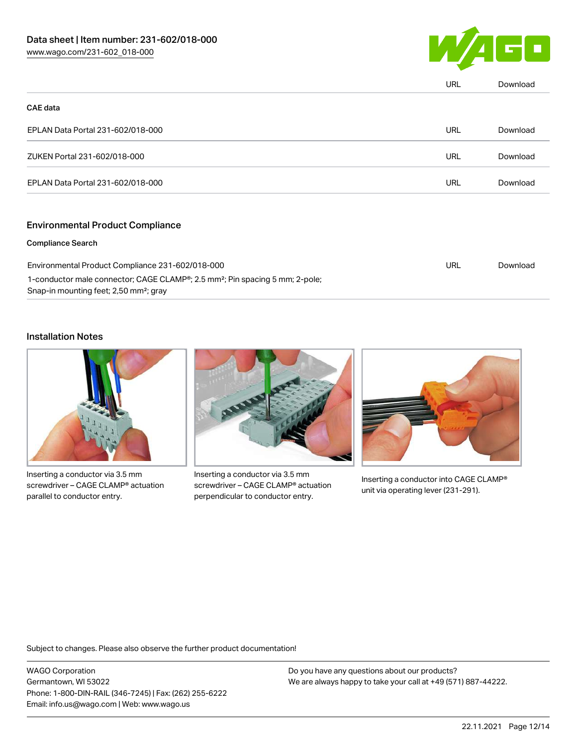| | URL | Download |
|---|---|---|

**CAE data**

| | | |
|---|---|---|
| EPLAN Data Portal 231-602/018-000 | URL | Download |
| ZUKEN Portal 231-602/018-000 | URL | Download |
| EPLAN Data Portal 231-602/018-000 | URL | Download |

## Environmental Product Compliance

**Compliance Search**

| | | |
|---|---|---|
| Environmental Product Compliance 231-602/018-000<br>1-conductor male connector; CAGE CLAMP®; 2.5 mm²; Pin spacing 5 mm; 2-pole; Snap-in mounting feet; 2,50 mm²; gray | URL | Download |

## Installation Notes

Inserting a conductor via 3.5 mm screwdriver – CAGE CLAMP® actuation parallel to conductor entry.

Inserting a conductor via 3.5 mm screwdriver – CAGE CLAMP® actuation perpendicular to conductor entry.

Inserting a conductor into CAGE CLAMP® unit via operating lever (231-291).

Subject to changes. Please also observe the further product documentation!

WAGO Corporation
Germantown, WI 53022
Phone: 1-800-DIN-RAIL (346-7245) | Fax: (262) 255-6222
Email: info.us@wago.com | Web: www.wago.us

Do you have any questions about our products?
We are always happy to take your call at +49 (571) 887-44222.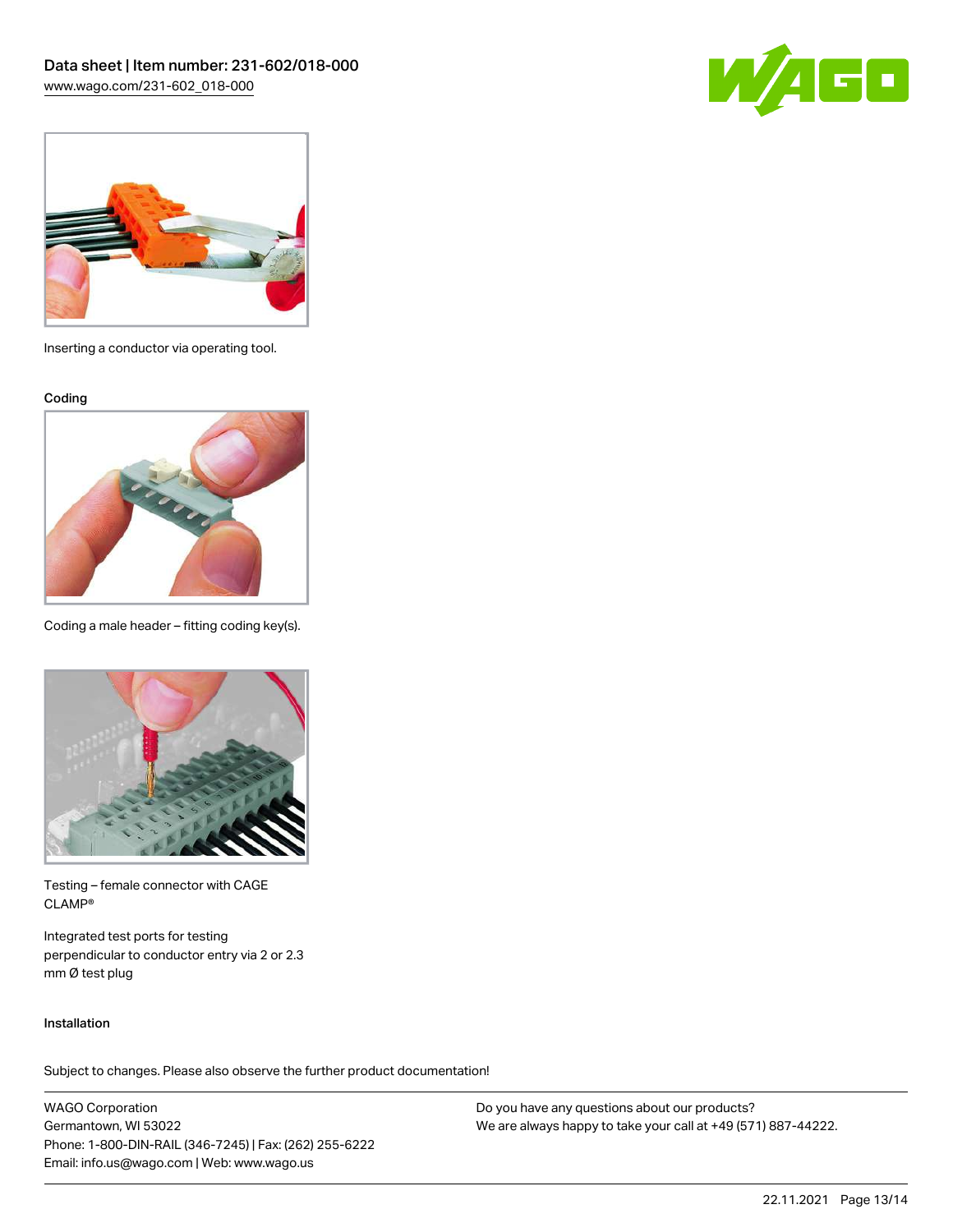Inserting a conductor via operating tool.

Coding

Coding a male header – fitting coding key(s).

Testing – female connector with CAGE CLAMP®

Integrated test ports for testing perpendicular to conductor entry via 2 or 2.3 mm Ø test plug

Installation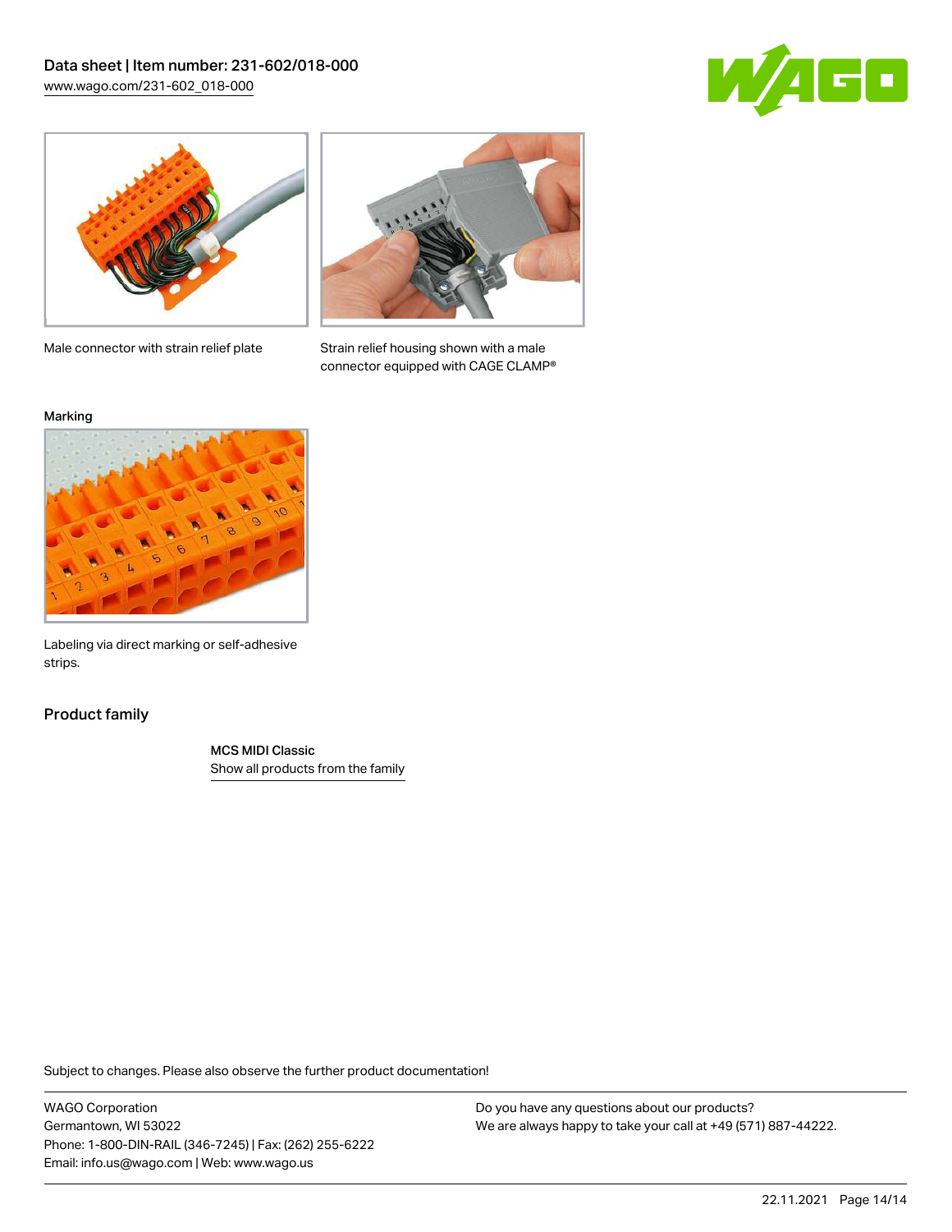Male connector with strain relief plate

Strain relief housing shown with a male connector equipped with CAGE CLAMP®

Marking

Labeling via direct marking or self-adhesive strips.

## Product family

MCS MIDI Classic
Show all products from the family

Subject to changes. Please also observe the further product documentation!

WAGO Corporation
Germantown, WI 53022
Phone: 1-800-DIN-RAIL (346-7245) | Fax: (262) 255-6222
Email: info.us@wago.com | Web: www.wago.us

Do you have any questions about our products?
We are always happy to take your call at +49 (571) 887-44222.